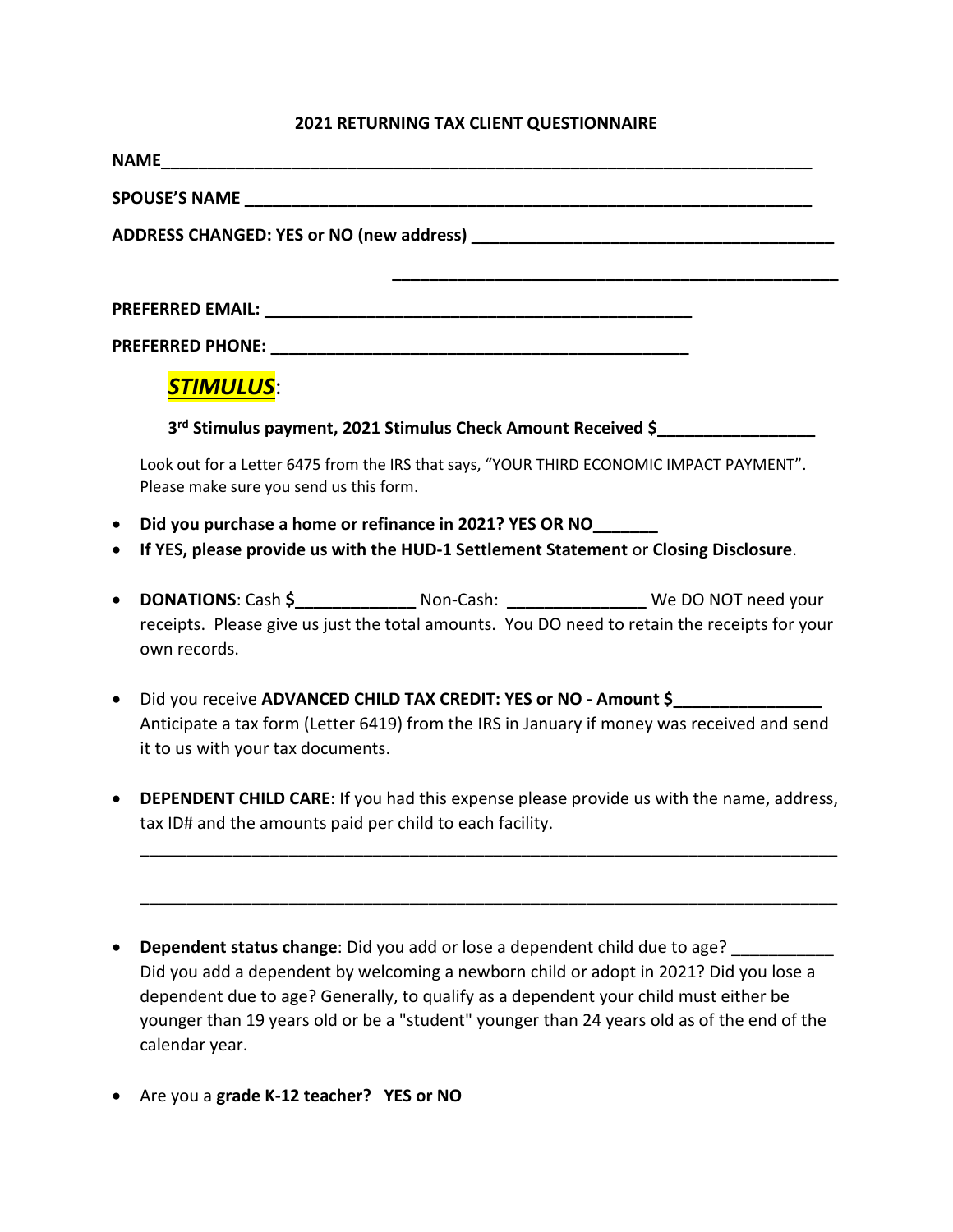**2021 RETURNING TAX CLIENT QUESTIONNAIRE**

**NAME**\_\_\_\_\_\_\_\_\_\_\_\_\_\_\_\_\_\_\_\_\_\_\_\_\_\_\_\_\_\_\_\_\_\_\_\_\_\_\_\_\_\_\_\_\_\_\_\_\_\_\_\_\_\_\_\_\_\_\_\_\_\_\_\_\_\_\_\_\_\_

**SPOUSE'S NAME** \_\_\_\_\_\_\_\_\_\_\_\_\_\_\_\_\_\_\_\_\_\_\_\_\_\_\_\_\_\_\_\_\_\_\_\_\_\_\_\_\_\_\_\_\_\_\_\_\_\_\_\_\_\_\_\_\_\_\_\_

**ADDRESS CHANGED: YES or NO (new address)** \_\_\_\_\_\_\_\_\_\_\_\_\_\_\_\_\_\_\_\_\_\_\_\_\_\_\_\_\_\_\_\_\_\_\_\_\_\_\_

\_\_\_\_\_\_\_\_\_\_\_\_\_\_\_\_\_\_\_\_\_\_\_\_\_\_\_\_\_\_\_\_\_\_\_\_\_\_\_\_\_\_\_\_\_\_\_\_

**PREFERRED EMAIL:** \_\_\_\_\_\_\_\_\_\_\_\_\_\_\_\_\_\_\_\_\_\_\_\_\_\_\_\_\_\_\_\_\_\_\_\_\_\_\_\_\_\_\_\_\_\_\_\_

**PREFERRED PHONE:** \_\_\_\_\_\_\_\_\_\_\_\_\_\_\_\_\_\_\_\_\_\_\_\_\_\_\_\_\_\_\_\_\_\_\_\_\_\_\_\_\_\_\_\_\_\_

***STIMULUS***:

**3rd Stimulus payment, 2021 Stimulus Check Amount Received $**\_\_\_\_\_\_\_\_\_\_\_\_\_\_\_\_\_

Look out for a Letter 6475 from the IRS that says, "YOUR THIRD ECONOMIC IMPACT PAYMENT". Please make sure you send us this form.

- **Did you purchase a home or refinance in 2021? YES OR NO**\_\_\_\_\_\_\_
- **If YES, please provide us with the HUD-1 Settlement Statement** or **Closing Disclosure**.

- **DONATIONS**: Cash **$**\_\_\_\_\_\_\_\_\_\_\_\_\_ Non-Cash: \_\_\_\_\_\_\_\_\_\_\_\_\_\_\_ We DO NOT need your receipts. Please give us just the total amounts. You DO need to retain the receipts for your own records.

- Did you receive **ADVANCED CHILD TAX CREDIT: YES or NO - Amount $**\_\_\_\_\_\_\_\_\_\_\_\_\_\_\_\_ Anticipate a tax form (Letter 6419) from the IRS in January if money was received and send it to us with your tax documents.

- **DEPENDENT CHILD CARE**: If you had this expense please provide us with the name, address, tax ID# and the amounts paid per child to each facility.

  \_\_\_\_\_\_\_\_\_\_\_\_\_\_\_\_\_\_\_\_\_\_\_\_\_\_\_\_\_\_\_\_\_\_\_\_\_\_\_\_\_\_\_\_\_\_\_\_\_\_\_\_\_\_\_\_\_\_\_\_\_\_\_\_\_\_\_\_\_\_\_\_\_\_

  \_\_\_\_\_\_\_\_\_\_\_\_\_\_\_\_\_\_\_\_\_\_\_\_\_\_\_\_\_\_\_\_\_\_\_\_\_\_\_\_\_\_\_\_\_\_\_\_\_\_\_\_\_\_\_\_\_\_\_\_\_\_\_\_\_\_\_\_\_\_\_\_\_\_

- **Dependent status change**: Did you add or lose a dependent child due to age? \_\_\_\_\_\_\_\_\_\_\_ Did you add a dependent by welcoming a newborn child or adopt in 2021? Did you lose a dependent due to age? Generally, to qualify as a dependent your child must either be younger than 19 years old or be a "student" younger than 24 years old as of the end of the calendar year.

- Are you a **grade K-12 teacher? YES or NO**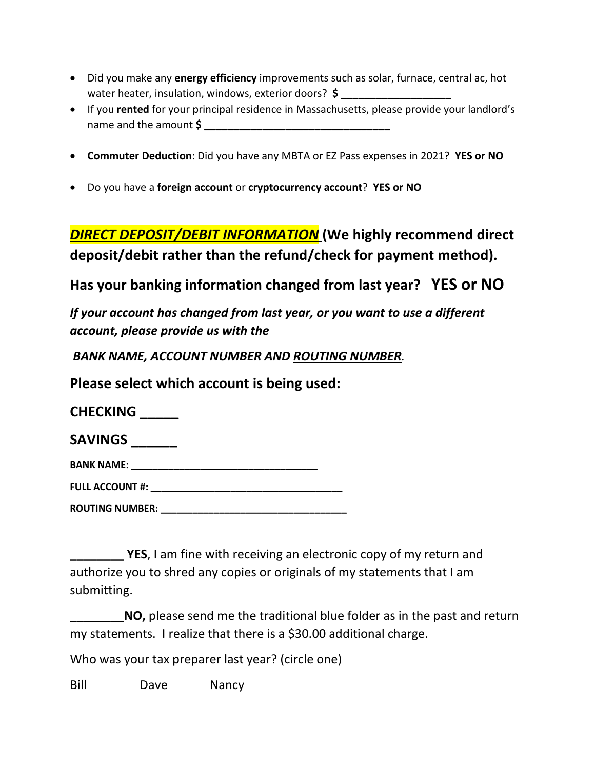- Did you make any **energy efficiency** improvements such as solar, furnace, central ac, hot water heater, insulation, windows, exterior doors? **$ ___________________**
- If you **rented** for your principal residence in Massachusetts, please provide your landlord's name and the amount **$ ________________________________**
- **Commuter Deduction**: Did you have any MBTA or EZ Pass expenses in 2021? **YES or NO**
- Do you have a **foreign account** or **cryptocurrency account**? **YES or NO**

## ***DIRECT DEPOSIT/DEBIT INFORMATION*** (We highly recommend direct deposit/debit rather than the refund/check for payment method).

**Has your banking information changed from last year? YES or NO**

***If your account has changed from last year, or you want to use a different account, please provide us with the***

***BANK NAME, ACCOUNT NUMBER AND ROUTING NUMBER.***

**Please select which account is being used:**

**CHECKING _____**

**SAVINGS ______**

**BANK NAME: _________________________________**

**FULL ACCOUNT #: __________________________________**

**ROUTING NUMBER: _________________________________**

**________ YES**, I am fine with receiving an electronic copy of my return and authorize you to shred any copies or originals of my statements that I am submitting.

**________NO,** please send me the traditional blue folder as in the past and return my statements. I realize that there is a $30.00 additional charge.

Who was your tax preparer last year? (circle one)

Bill Dave Nancy